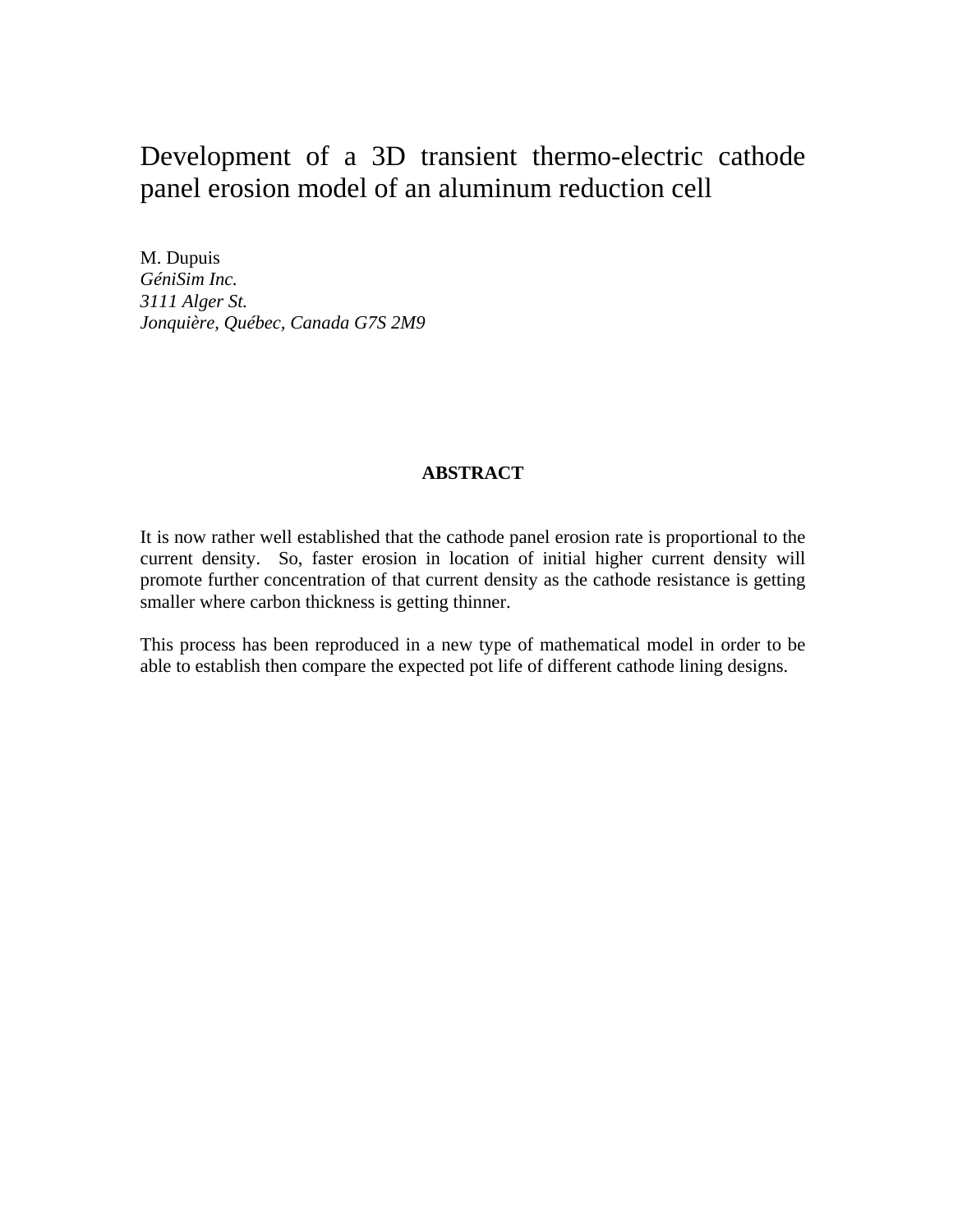# Development of a 3D transient thermo-electric cathode panel erosion model of an aluminum reduction cell

M. Dupuis
*GéniSim Inc.*
*3111 Alger St.*
*Jonquière, Québec, Canada G7S 2M9*

## ABSTRACT

It is now rather well established that the cathode panel erosion rate is proportional to the current density. So, faster erosion in location of initial higher current density will promote further concentration of that current density as the cathode resistance is getting smaller where carbon thickness is getting thinner.

This process has been reproduced in a new type of mathematical model in order to be able to establish then compare the expected pot life of different cathode lining designs.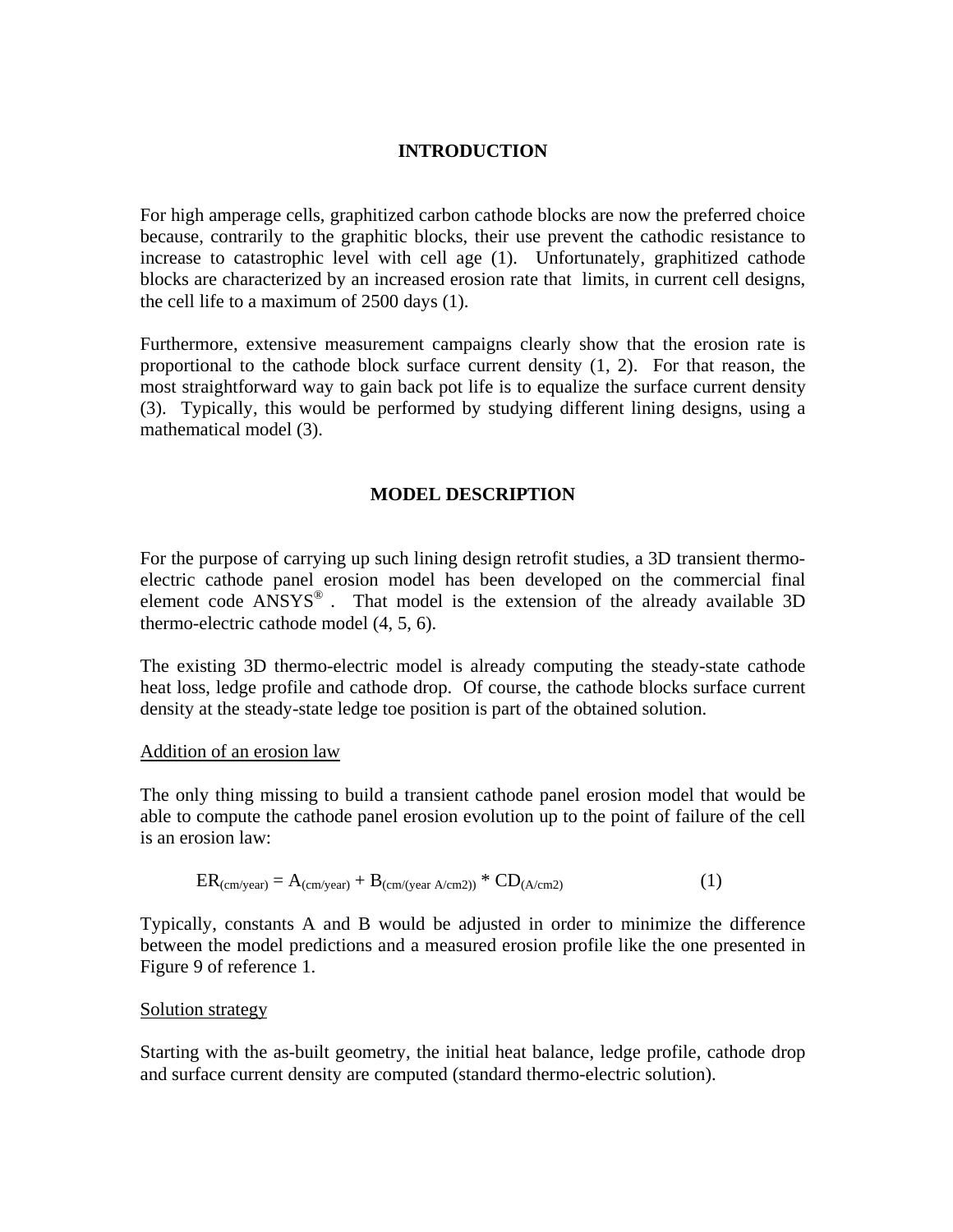## INTRODUCTION

For high amperage cells, graphitized carbon cathode blocks are now the preferred choice because, contrarily to the graphitic blocks, their use prevent the cathodic resistance to increase to catastrophic level with cell age (1). Unfortunately, graphitized cathode blocks are characterized by an increased erosion rate that limits, in current cell designs, the cell life to a maximum of 2500 days (1).

Furthermore, extensive measurement campaigns clearly show that the erosion rate is proportional to the cathode block surface current density (1, 2). For that reason, the most straightforward way to gain back pot life is to equalize the surface current density (3). Typically, this would be performed by studying different lining designs, using a mathematical model (3).

## MODEL DESCRIPTION

For the purpose of carrying up such lining design retrofit studies, a 3D transient thermo-electric cathode panel erosion model has been developed on the commercial final element code ANSYS® . That model is the extension of the already available 3D thermo-electric cathode model (4, 5, 6).

The existing 3D thermo-electric model is already computing the steady-state cathode heat loss, ledge profile and cathode drop. Of course, the cathode blocks surface current density at the steady-state ledge toe position is part of the obtained solution.

### Addition of an erosion law

The only thing missing to build a transient cathode panel erosion model that would be able to compute the cathode panel erosion evolution up to the point of failure of the cell is an erosion law:

$$ER_{(cm/year)} = A_{(cm/year)} + B_{(cm/(year\ A/cm2))} * CD_{(A/cm2)} \qquad (1)$$

Typically, constants A and B would be adjusted in order to minimize the difference between the model predictions and a measured erosion profile like the one presented in Figure 9 of reference 1.

### Solution strategy

Starting with the as-built geometry, the initial heat balance, ledge profile, cathode drop and surface current density are computed (standard thermo-electric solution).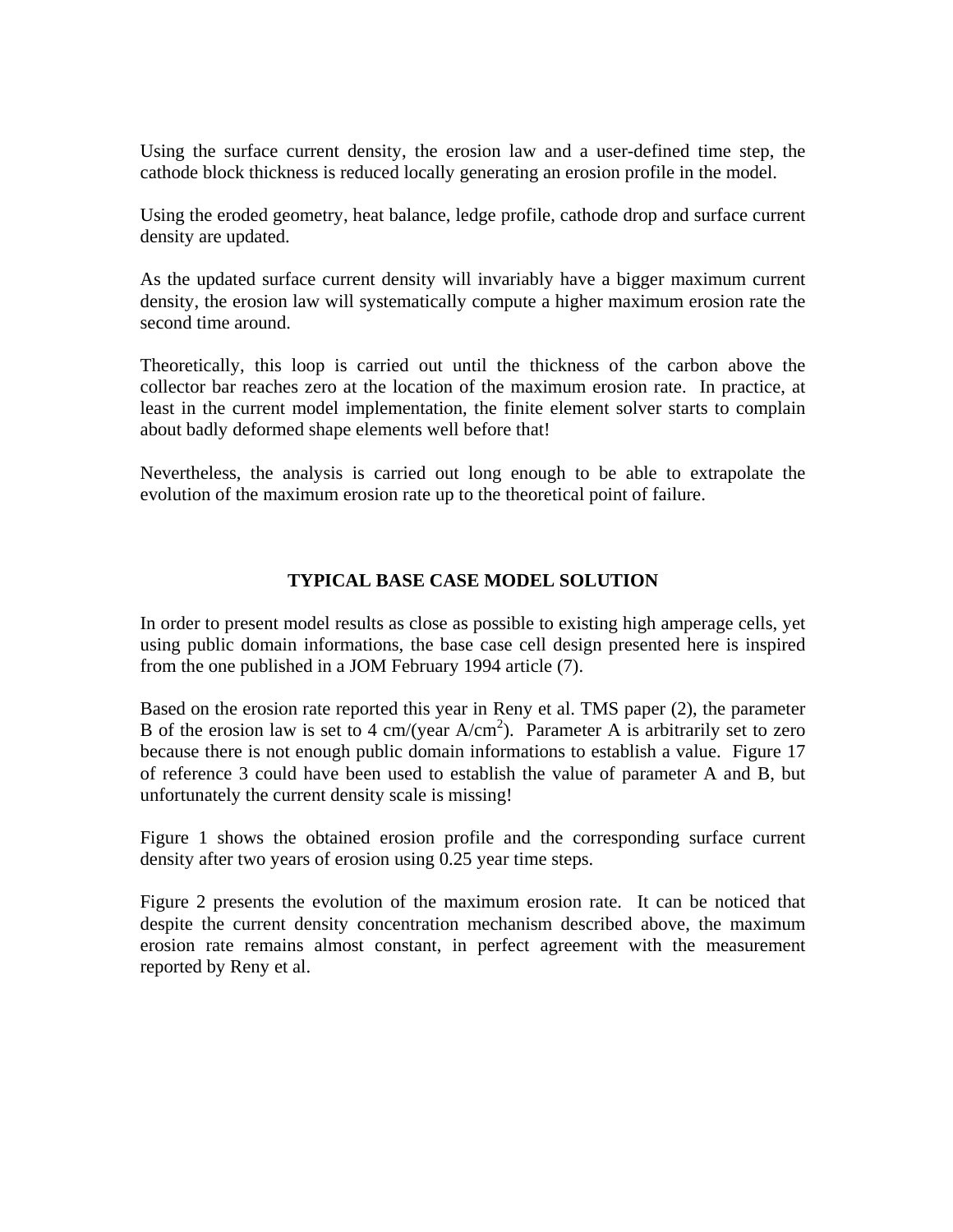Using the surface current density, the erosion law and a user-defined time step, the cathode block thickness is reduced locally generating an erosion profile in the model.

Using the eroded geometry, heat balance, ledge profile, cathode drop and surface current density are updated.

As the updated surface current density will invariably have a bigger maximum current density, the erosion law will systematically compute a higher maximum erosion rate the second time around.

Theoretically, this loop is carried out until the thickness of the carbon above the collector bar reaches zero at the location of the maximum erosion rate. In practice, at least in the current model implementation, the finite element solver starts to complain about badly deformed shape elements well before that!

Nevertheless, the analysis is carried out long enough to be able to extrapolate the evolution of the maximum erosion rate up to the theoretical point of failure.

## TYPICAL BASE CASE MODEL SOLUTION

In order to present model results as close as possible to existing high amperage cells, yet using public domain informations, the base case cell design presented here is inspired from the one published in a JOM February 1994 article (7).

Based on the erosion rate reported this year in Reny et al. TMS paper (2), the parameter B of the erosion law is set to 4 cm/(year A/cm$^2$). Parameter A is arbitrarily set to zero because there is not enough public domain informations to establish a value. Figure 17 of reference 3 could have been used to establish the value of parameter A and B, but unfortunately the current density scale is missing!

Figure 1 shows the obtained erosion profile and the corresponding surface current density after two years of erosion using 0.25 year time steps.

Figure 2 presents the evolution of the maximum erosion rate. It can be noticed that despite the current density concentration mechanism described above, the maximum erosion rate remains almost constant, in perfect agreement with the measurement reported by Reny et al.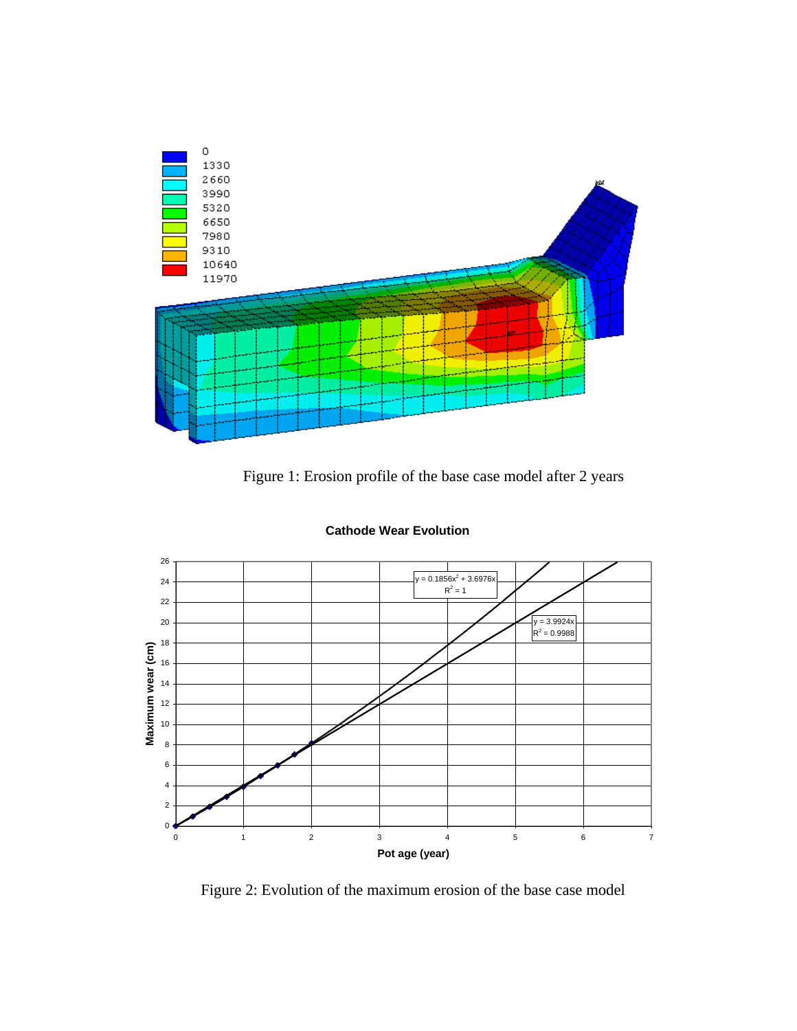Figure 1: Erosion profile of the base case model after 2 years

Figure 2: Evolution of the maximum erosion of the base case model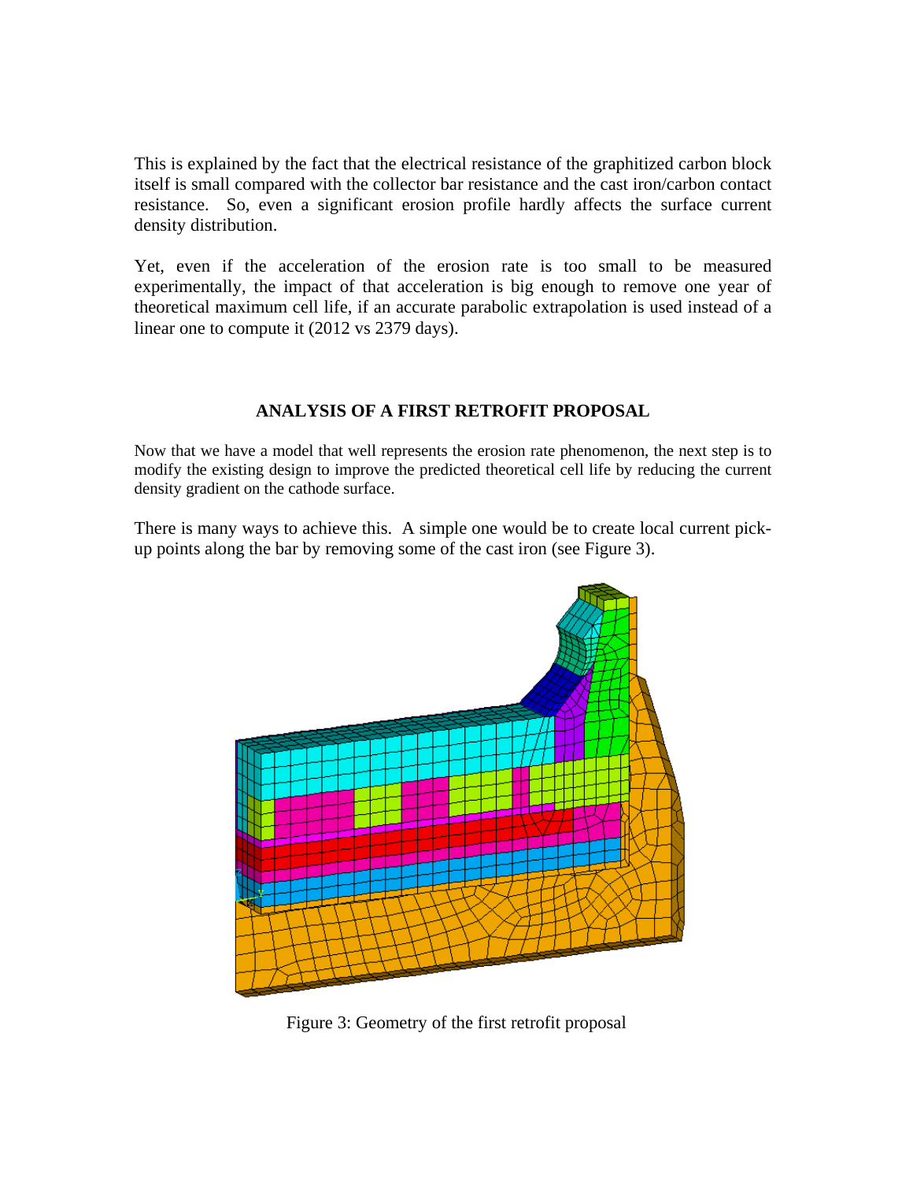This is explained by the fact that the electrical resistance of the graphitized carbon block itself is small compared with the collector bar resistance and the cast iron/carbon contact resistance. So, even a significant erosion profile hardly affects the surface current density distribution.

Yet, even if the acceleration of the erosion rate is too small to be measured experimentally, the impact of that acceleration is big enough to remove one year of theoretical maximum cell life, if an accurate parabolic extrapolation is used instead of a linear one to compute it (2012 vs 2379 days).

## ANALYSIS OF A FIRST RETROFIT PROPOSAL

Now that we have a model that well represents the erosion rate phenomenon, the next step is to modify the existing design to improve the predicted theoretical cell life by reducing the current density gradient on the cathode surface.

There is many ways to achieve this. A simple one would be to create local current pick-up points along the bar by removing some of the cast iron (see Figure 3).

Figure 3: Geometry of the first retrofit proposal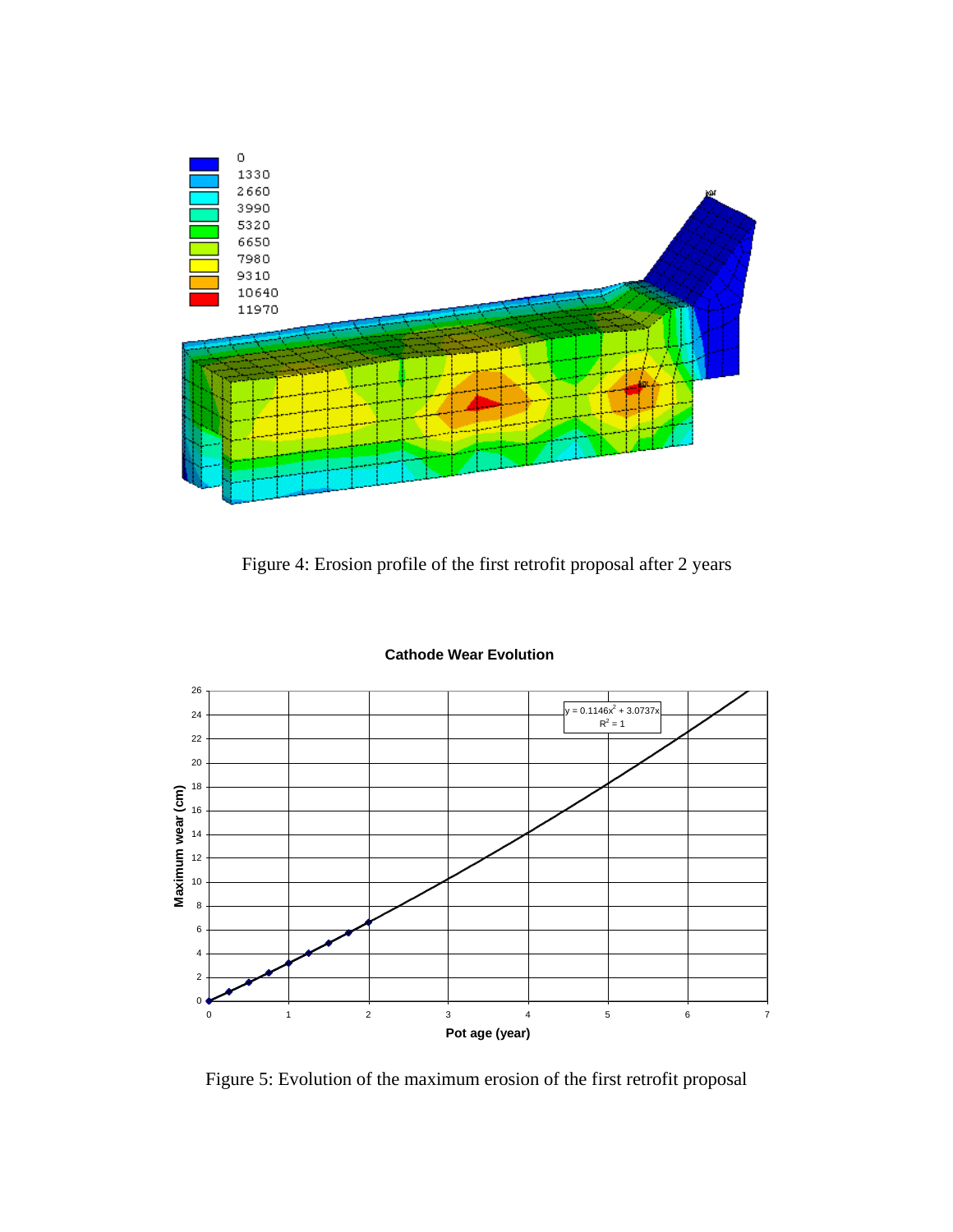Figure 4: Erosion profile of the first retrofit proposal after 2 years

Figure 5: Evolution of the maximum erosion of the first retrofit proposal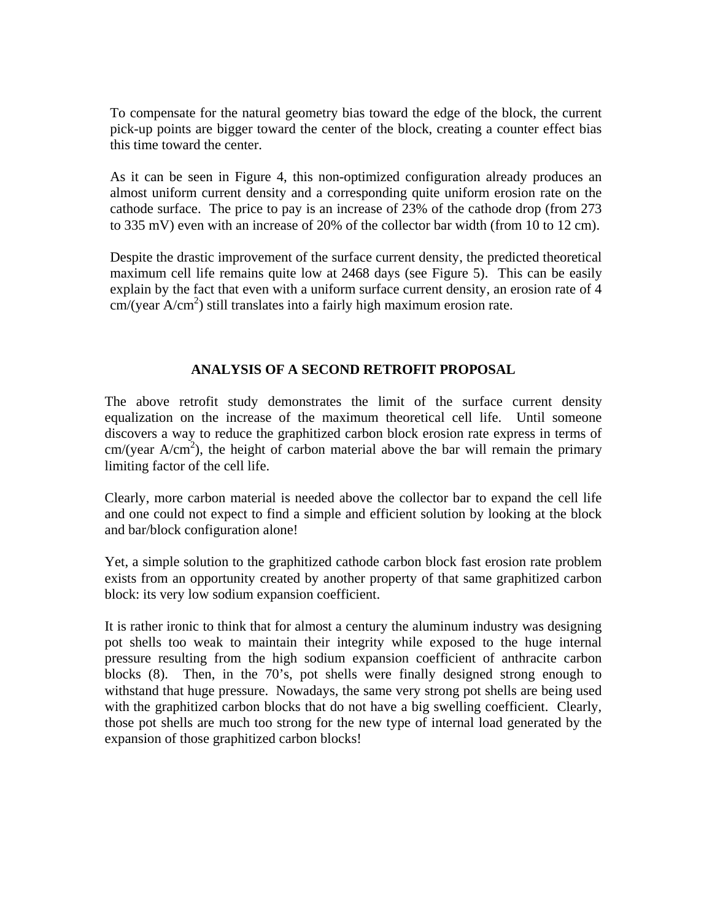To compensate for the natural geometry bias toward the edge of the block, the current pick-up points are bigger toward the center of the block, creating a counter effect bias this time toward the center.

As it can be seen in Figure 4, this non-optimized configuration already produces an almost uniform current density and a corresponding quite uniform erosion rate on the cathode surface. The price to pay is an increase of 23% of the cathode drop (from 273 to 335 mV) even with an increase of 20% of the collector bar width (from 10 to 12 cm).

Despite the drastic improvement of the surface current density, the predicted theoretical maximum cell life remains quite low at 2468 days (see Figure 5). This can be easily explain by the fact that even with a uniform surface current density, an erosion rate of 4 cm/(year A/cm$^2$) still translates into a fairly high maximum erosion rate.

## ANALYSIS OF A SECOND RETROFIT PROPOSAL

The above retrofit study demonstrates the limit of the surface current density equalization on the increase of the maximum theoretical cell life. Until someone discovers a way to reduce the graphitized carbon block erosion rate express in terms of cm/(year A/cm$^2$), the height of carbon material above the bar will remain the primary limiting factor of the cell life.

Clearly, more carbon material is needed above the collector bar to expand the cell life and one could not expect to find a simple and efficient solution by looking at the block and bar/block configuration alone!

Yet, a simple solution to the graphitized cathode carbon block fast erosion rate problem exists from an opportunity created by another property of that same graphitized carbon block: its very low sodium expansion coefficient.

It is rather ironic to think that for almost a century the aluminum industry was designing pot shells too weak to maintain their integrity while exposed to the huge internal pressure resulting from the high sodium expansion coefficient of anthracite carbon blocks (8). Then, in the 70's, pot shells were finally designed strong enough to withstand that huge pressure. Nowadays, the same very strong pot shells are being used with the graphitized carbon blocks that do not have a big swelling coefficient. Clearly, those pot shells are much too strong for the new type of internal load generated by the expansion of those graphitized carbon blocks!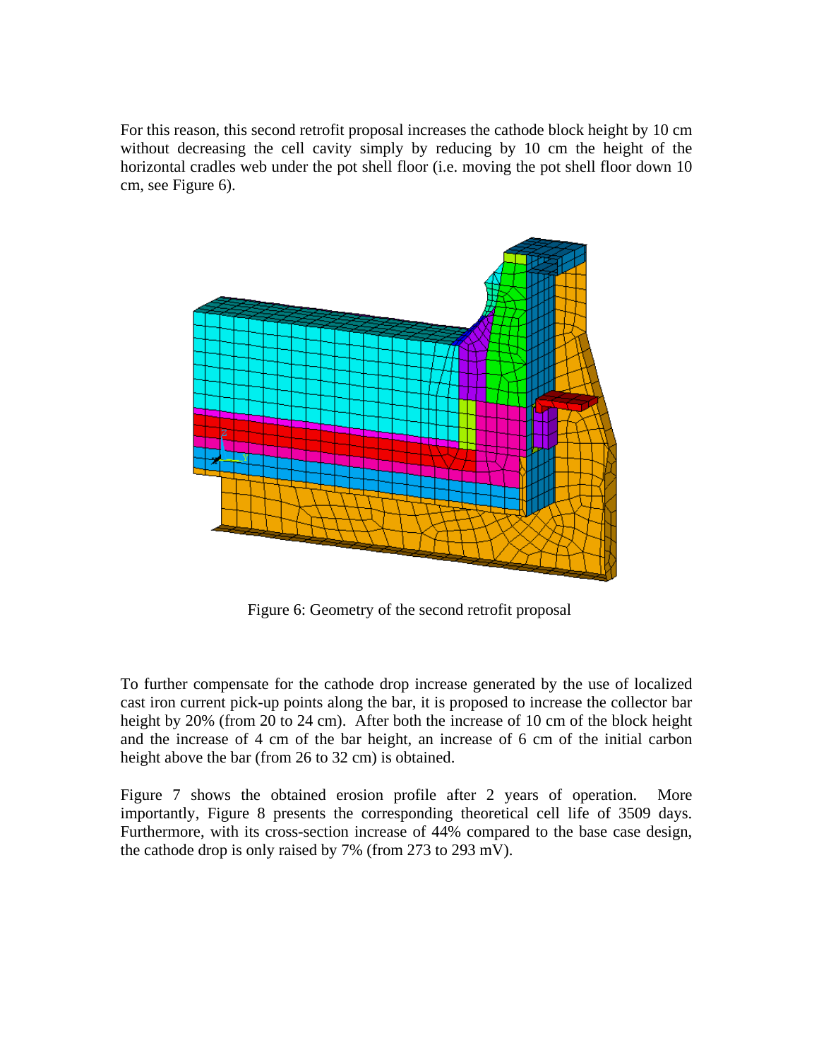For this reason, this second retrofit proposal increases the cathode block height by 10 cm without decreasing the cell cavity simply by reducing by 10 cm the height of the horizontal cradles web under the pot shell floor (i.e. moving the pot shell floor down 10 cm, see Figure 6).

Figure 6: Geometry of the second retrofit proposal

To further compensate for the cathode drop increase generated by the use of localized cast iron current pick-up points along the bar, it is proposed to increase the collector bar height by 20% (from 20 to 24 cm). After both the increase of 10 cm of the block height and the increase of 4 cm of the bar height, an increase of 6 cm of the initial carbon height above the bar (from 26 to 32 cm) is obtained.

Figure 7 shows the obtained erosion profile after 2 years of operation. More importantly, Figure 8 presents the corresponding theoretical cell life of 3509 days. Furthermore, with its cross-section increase of 44% compared to the base case design, the cathode drop is only raised by 7% (from 273 to 293 mV).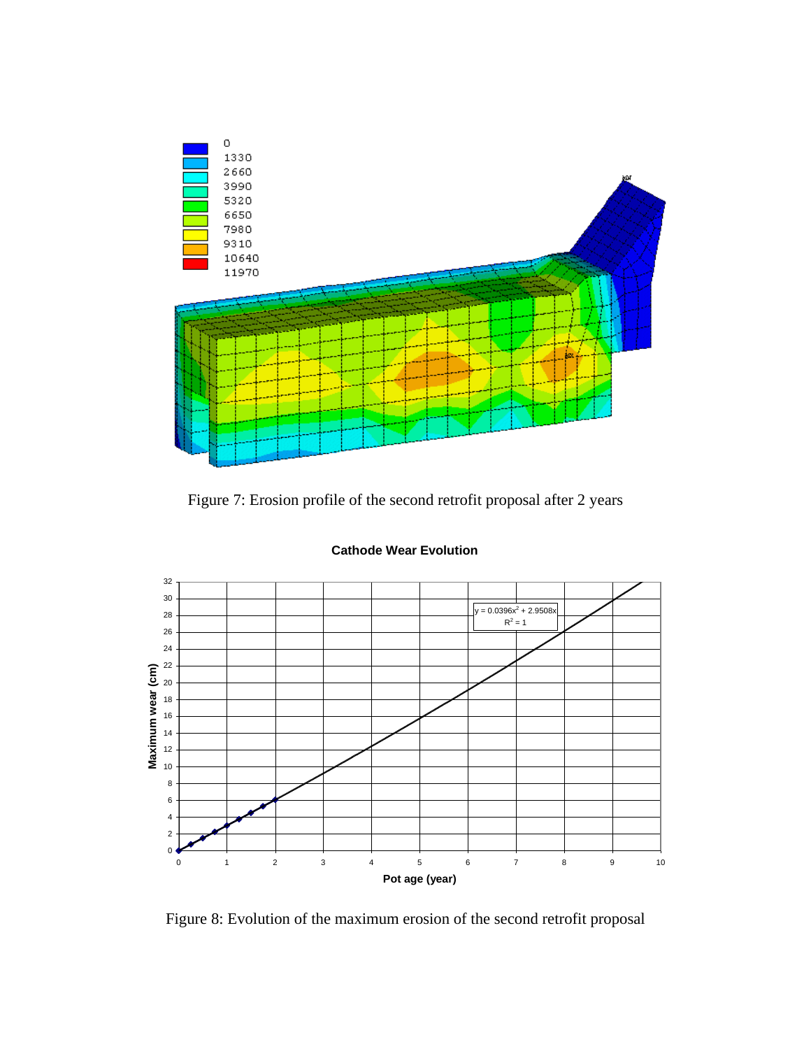Figure 7: Erosion profile of the second retrofit proposal after 2 years

Figure 8: Evolution of the maximum erosion of the second retrofit proposal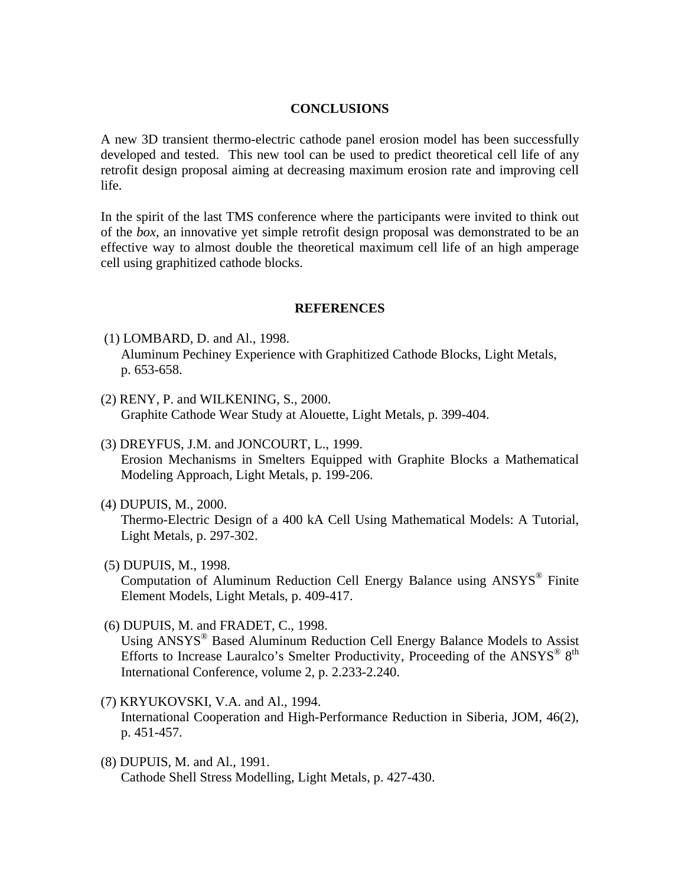## CONCLUSIONS

A new 3D transient thermo-electric cathode panel erosion model has been successfully developed and tested. This new tool can be used to predict theoretical cell life of any retrofit design proposal aiming at decreasing maximum erosion rate and improving cell life.

In the spirit of the last TMS conference where the participants were invited to think out of the *box*, an innovative yet simple retrofit design proposal was demonstrated to be an effective way to almost double the theoretical maximum cell life of an high amperage cell using graphitized cathode blocks.

## REFERENCES

(1) LOMBARD, D. and Al., 1998.
Aluminum Pechiney Experience with Graphitized Cathode Blocks, Light Metals, p. 653-658.

(2) RENY, P. and WILKENING, S., 2000.
Graphite Cathode Wear Study at Alouette, Light Metals, p. 399-404.

(3) DREYFUS, J.M. and JONCOURT, L., 1999.
Erosion Mechanisms in Smelters Equipped with Graphite Blocks a Mathematical Modeling Approach, Light Metals, p. 199-206.

(4) DUPUIS, M., 2000.
Thermo-Electric Design of a 400 kA Cell Using Mathematical Models: A Tutorial, Light Metals, p. 297-302.

(5) DUPUIS, M., 1998.
Computation of Aluminum Reduction Cell Energy Balance using ANSYS® Finite Element Models, Light Metals, p. 409-417.

(6) DUPUIS, M. and FRADET, C., 1998.
Using ANSYS® Based Aluminum Reduction Cell Energy Balance Models to Assist Efforts to Increase Lauralco's Smelter Productivity, Proceeding of the ANSYS® 8th International Conference, volume 2, p. 2.233-2.240.

(7) KRYUKOVSKI, V.A. and Al., 1994.
International Cooperation and High-Performance Reduction in Siberia, JOM, 46(2), p. 451-457.

(8) DUPUIS, M. and Al., 1991.
Cathode Shell Stress Modelling, Light Metals, p. 427-430.